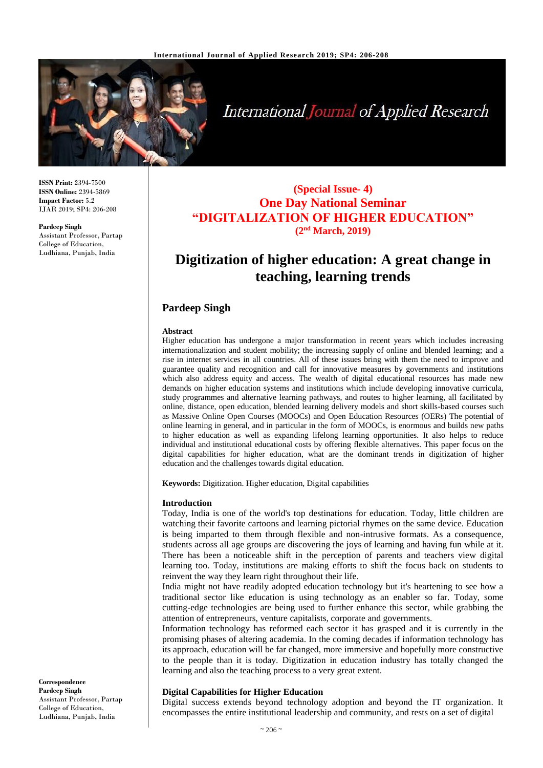**ISSN Print:** 2394-7500
**ISSN Online:** 2394-5869
**Impact Factor:** 5.2
IJAR 2019; SP4: 206-208

**Pardeep Singh**
Assistant Professor, Partap College of Education, Ludhiana, Punjab, India

**Correspondence**
**Pardeep Singh**
Assistant Professor, Partap College of Education, Ludhiana, Punjab, India

**(Special Issue- 4)**
**One Day National Seminar**
**"DIGITALIZATION OF HIGHER EDUCATION"**
**(2nd March, 2019)**

# Digitization of higher education: A great change in teaching, learning trends

## Pardeep Singh

**Abstract**

Higher education has undergone a major transformation in recent years which includes increasing internationalization and student mobility; the increasing supply of online and blended learning; and a rise in internet services in all countries. All of these issues bring with them the need to improve and guarantee quality and recognition and call for innovative measures by governments and institutions which also address equity and access. The wealth of digital educational resources has made new demands on higher education systems and institutions which include developing innovative curricula, study programmes and alternative learning pathways, and routes to higher learning, all facilitated by online, distance, open education, blended learning delivery models and short skills-based courses such as Massive Online Open Courses (MOOCs) and Open Education Resources (OERs) The potential of online learning in general, and in particular in the form of MOOCs, is enormous and builds new paths to higher education as well as expanding lifelong learning opportunities. It also helps to reduce individual and institutional educational costs by offering flexible alternatives. This paper focus on the digital capabilities for higher education, what are the dominant trends in digitization of higher education and the challenges towards digital education.

**Keywords:** Digitization. Higher education, Digital capabilities

### Introduction

Today, India is one of the world's top destinations for education. Today, little children are watching their favorite cartoons and learning pictorial rhymes on the same device. Education is being imparted to them through flexible and non-intrusive formats. As a consequence, students across all age groups are discovering the joys of learning and having fun while at it. There has been a noticeable shift in the perception of parents and teachers view digital learning too. Today, institutions are making efforts to shift the focus back on students to reinvent the way they learn right throughout their life.

India might not have readily adopted education technology but it's heartening to see how a traditional sector like education is using technology as an enabler so far. Today, some cutting-edge technologies are being used to further enhance this sector, while grabbing the attention of entrepreneurs, venture capitalists, corporate and governments.

Information technology has reformed each sector it has grasped and it is currently in the promising phases of altering academia. In the coming decades if information technology has its approach, education will be far changed, more immersive and hopefully more constructive to the people than it is today. Digitization in education industry has totally changed the learning and also the teaching process to a very great extent.

### Digital Capabilities for Higher Education

Digital success extends beyond technology adoption and beyond the IT organization. It encompasses the entire institutional leadership and community, and rests on a set of digital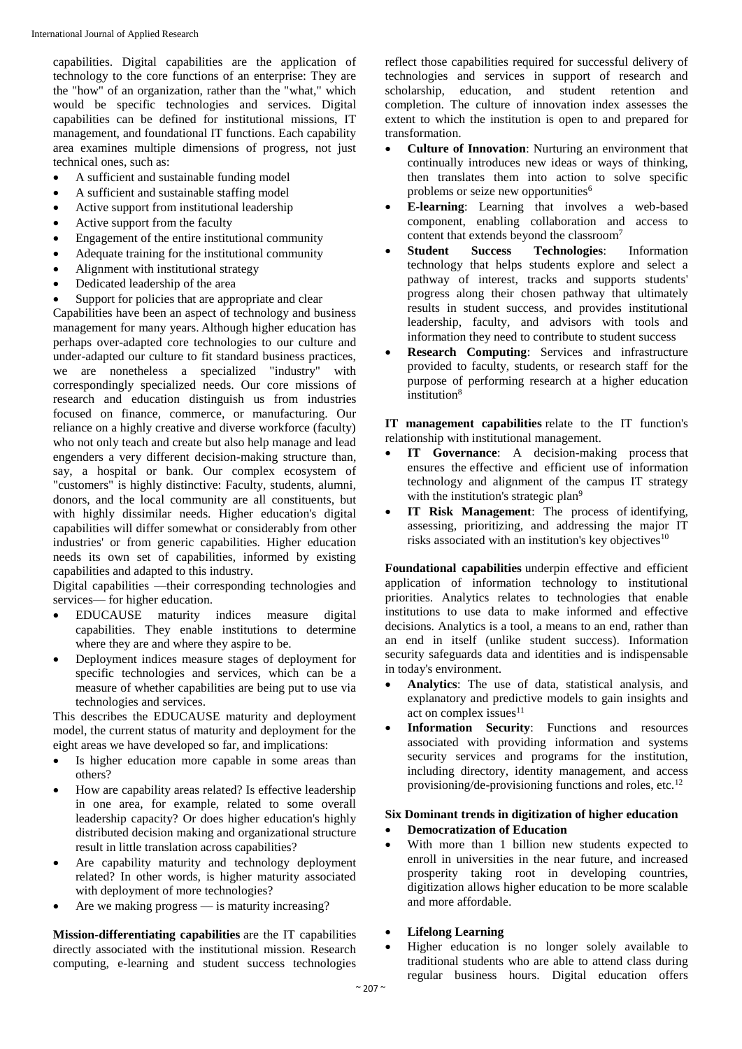capabilities. Digital capabilities are the application of technology to the core functions of an enterprise: They are the "how" of an organization, rather than the "what," which would be specific technologies and services. Digital capabilities can be defined for institutional missions, IT management, and foundational IT functions. Each capability area examines multiple dimensions of progress, not just technical ones, such as:

- A sufficient and sustainable funding model
- A sufficient and sustainable staffing model
- Active support from institutional leadership
- Active support from the faculty
- Engagement of the entire institutional community
- Adequate training for the institutional community
- Alignment with institutional strategy
- Dedicated leadership of the area
- Support for policies that are appropriate and clear

Capabilities have been an aspect of technology and business management for many years. Although higher education has perhaps over-adapted core technologies to our culture and under-adapted our culture to fit standard business practices, we are nonetheless a specialized "industry" with correspondingly specialized needs. Our core missions of research and education distinguish us from industries focused on finance, commerce, or manufacturing. Our reliance on a highly creative and diverse workforce (faculty) who not only teach and create but also help manage and lead engenders a very different decision-making structure than, say, a hospital or bank. Our complex ecosystem of "customers" is highly distinctive: Faculty, students, alumni, donors, and the local community are all constituents, but with highly dissimilar needs. Higher education's digital capabilities will differ somewhat or considerably from other industries' or from generic capabilities. Higher education needs its own set of capabilities, informed by existing capabilities and adapted to this industry.

Digital capabilities —their corresponding technologies and services— for higher education.

- EDUCAUSE maturity indices measure digital capabilities. They enable institutions to determine where they are and where they aspire to be.
- Deployment indices measure stages of deployment for specific technologies and services, which can be a measure of whether capabilities are being put to use via technologies and services.

This describes the EDUCAUSE maturity and deployment model, the current status of maturity and deployment for the eight areas we have developed so far, and implications:

- Is higher education more capable in some areas than others?
- How are capability areas related? Is effective leadership in one area, for example, related to some overall leadership capacity? Or does higher education's highly distributed decision making and organizational structure result in little translation across capabilities?
- Are capability maturity and technology deployment related? In other words, is higher maturity associated with deployment of more technologies?
- Are we making progress — is maturity increasing?

**Mission-differentiating capabilities** are the IT capabilities directly associated with the institutional mission. Research computing, e-learning and student success technologies reflect those capabilities required for successful delivery of technologies and services in support of research and scholarship, education, and student retention and completion. The culture of innovation index assesses the extent to which the institution is open to and prepared for transformation.

- **Culture of Innovation**: Nurturing an environment that continually introduces new ideas or ways of thinking, then translates them into action to solve specific problems or seize new opportunities[6]
- **E-learning**: Learning that involves a web-based component, enabling collaboration and access to content that extends beyond the classroom[7]
- **Student Success Technologies**: Information technology that helps students explore and select a pathway of interest, tracks and supports students' progress along their chosen pathway that ultimately results in student success, and provides institutional leadership, faculty, and advisors with tools and information they need to contribute to student success
- **Research Computing**: Services and infrastructure provided to faculty, students, or research staff for the purpose of performing research at a higher education institution[8]

**IT management capabilities** relate to the IT function's relationship with institutional management.

- **IT Governance**: A decision-making process that ensures the effective and efficient use of information technology and alignment of the campus IT strategy with the institution's strategic plan[9]
- **IT Risk Management**: The process of identifying, assessing, prioritizing, and addressing the major IT risks associated with an institution's key objectives[10]

**Foundational capabilities** underpin effective and efficient application of information technology to institutional priorities. Analytics relates to technologies that enable institutions to use data to make informed and effective decisions. Analytics is a tool, a means to an end, rather than an end in itself (unlike student success). Information security safeguards data and identities and is indispensable in today's environment.

- **Analytics**: The use of data, statistical analysis, and explanatory and predictive models to gain insights and act on complex issues[11]
- **Information Security**: Functions and resources associated with providing information and systems security services and programs for the institution, including directory, identity management, and access provisioning/de-provisioning functions and roles, etc.[12]

### Six Dominant trends in digitization of higher education

- **Democratization of Education**
- With more than 1 billion new students expected to enroll in universities in the near future, and increased prosperity taking root in developing countries, digitization allows higher education to be more scalable and more affordable.

- **Lifelong Learning**
- Higher education is no longer solely available to traditional students who are able to attend class during regular business hours. Digital education offers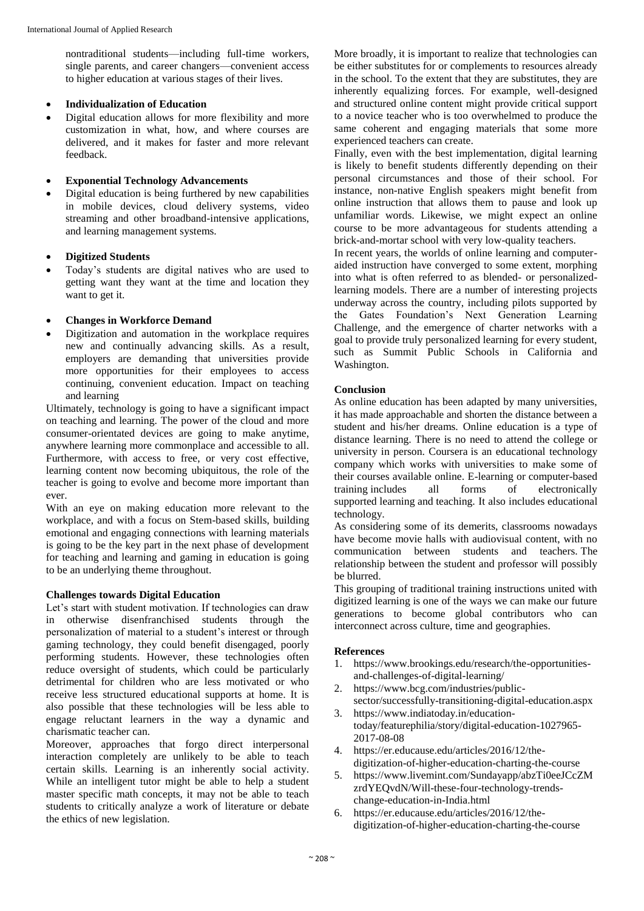nontraditional students—including full-time workers, single parents, and career changers—convenient access to higher education at various stages of their lives.

- **Individualization of Education**
- Digital education allows for more flexibility and more customization in what, how, and where courses are delivered, and it makes for faster and more relevant feedback.

- **Exponential Technology Advancements**
- Digital education is being furthered by new capabilities in mobile devices, cloud delivery systems, video streaming and other broadband-intensive applications, and learning management systems.

- **Digitized Students**
- Today's students are digital natives who are used to getting want they want at the time and location they want to get it.

- **Changes in Workforce Demand**
- Digitization and automation in the workplace requires new and continually advancing skills. As a result, employers are demanding that universities provide more opportunities for their employees to access continuing, convenient education. Impact on teaching and learning

Ultimately, technology is going to have a significant impact on teaching and learning. The power of the cloud and more consumer-orientated devices are going to make anytime, anywhere learning more commonplace and accessible to all. Furthermore, with access to free, or very cost effective, learning content now becoming ubiquitous, the role of the teacher is going to evolve and become more important than ever.

With an eye on making education more relevant to the workplace, and with a focus on Stem-based skills, building emotional and engaging connections with learning materials is going to be the key part in the next phase of development for teaching and learning and gaming in education is going to be an underlying theme throughout.

## Challenges towards Digital Education

Let's start with student motivation. If technologies can draw in otherwise disenfranchised students through the personalization of material to a student's interest or through gaming technology, they could benefit disengaged, poorly performing students. However, these technologies often reduce oversight of students, which could be particularly detrimental for children who are less motivated or who receive less structured educational supports at home. It is also possible that these technologies will be less able to engage reluctant learners in the way a dynamic and charismatic teacher can.

Moreover, approaches that forgo direct interpersonal interaction completely are unlikely to be able to teach certain skills. Learning is an inherently social activity. While an intelligent tutor might be able to help a student master specific math concepts, it may not be able to teach students to critically analyze a work of literature or debate the ethics of new legislation.

More broadly, it is important to realize that technologies can be either substitutes for or complements to resources already in the school. To the extent that they are substitutes, they are inherently equalizing forces. For example, well-designed and structured online content might provide critical support to a novice teacher who is too overwhelmed to produce the same coherent and engaging materials that some more experienced teachers can create.

Finally, even with the best implementation, digital learning is likely to benefit students differently depending on their personal circumstances and those of their school. For instance, non-native English speakers might benefit from online instruction that allows them to pause and look up unfamiliar words. Likewise, we might expect an online course to be more advantageous for students attending a brick-and-mortar school with very low-quality teachers.

In recent years, the worlds of online learning and computer-aided instruction have converged to some extent, morphing into what is often referred to as blended- or personalized-learning models. There are a number of interesting projects underway across the country, including pilots supported by the Gates Foundation's Next Generation Learning Challenge, and the emergence of charter networks with a goal to provide truly personalized learning for every student, such as Summit Public Schools in California and Washington.

## Conclusion

As online education has been adapted by many universities, it has made approachable and shorten the distance between a student and his/her dreams. Online education is a type of distance learning. There is no need to attend the college or university in person. Coursera is an educational technology company which works with universities to make some of their courses available online. E-learning or computer-based training includes all forms of electronically supported learning and teaching. It also includes educational technology.

As considering some of its demerits, classrooms nowadays have become movie halls with audiovisual content, with no communication between students and teachers. The relationship between the student and professor will possibly be blurred.

This grouping of traditional training instructions united with digitized learning is one of the ways we can make our future generations to become global contributors who can interconnect across culture, time and geographies.

## References

1. https://www.brookings.edu/research/the-opportunities-and-challenges-of-digital-learning/
2. https://www.bcg.com/industries/public-sector/successfully-transitioning-digital-education.aspx
3. https://www.indiatoday.in/education-today/featurephilia/story/digital-education-1027965-2017-08-08
4. https://er.educause.edu/articles/2016/12/the-digitization-of-higher-education-charting-the-course
5. https://www.livemint.com/Sundayapp/abzTi0eeJCcZMzrdYEQvdN/Will-these-four-technology-trends-change-education-in-India.html
6. https://er.educause.edu/articles/2016/12/the-digitization-of-higher-education-charting-the-course